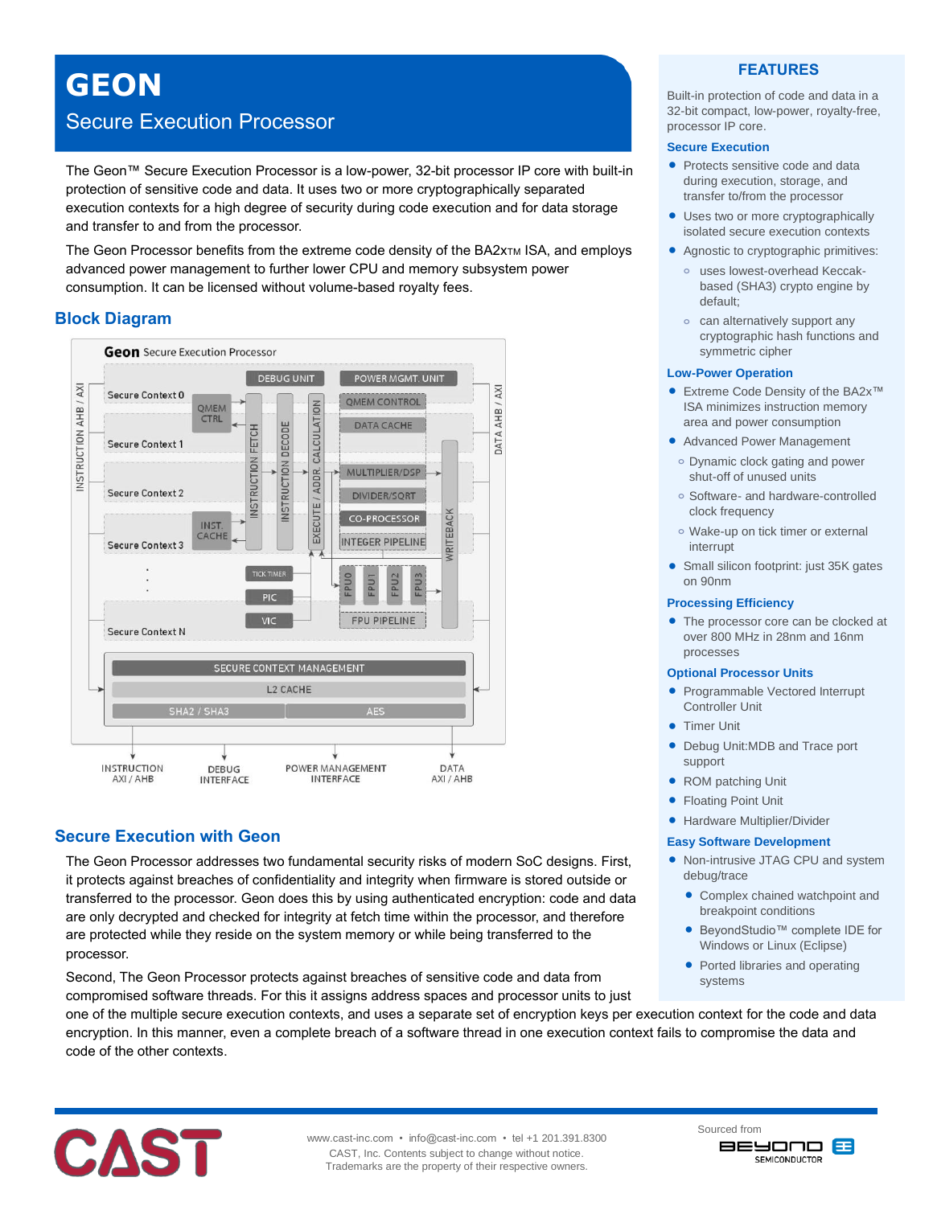# GEON

## Secure Execution Processor

The Geon™ Secure Execution Processor is a low-power, 32-bit processor IP core with built-in protection of sensitive code and data. It uses two or more cryptographically separated execution contexts for a high degree of security during code execution and for data storage and transfer to and from the processor.

The Geon Processor benefits from the extreme code density of the BA2xTM ISA, and employs advanced power management to further lower CPU and memory subsystem power consumption. It can be licensed without volume-based royalty fees.

## Block Diagram

Geon Secure Execution Processor

INSTRUCTION AHB / AXI

DATA AHB / AXI

DEBUG UNIT

POWER MGMT. UNIT

Secure Context 0

QMEM CTRL

Secure Context 1

Secure Context 2

Secure Context 3

INST. CACHE

Secure Context N

INSTRUCTION FETCH

INSTRUCTION DECODE

EXECUTE / ADDR. CALCULATION

QMEM CONTROL

DATA CACHE

MULTIPLIER/DSP

DIVIDER/SQRT

CO-PROCESSOR

INTEGER PIPELINE

WRITEBACK

TICK TIMER

PIC

VIC

FPU0

FPU1

FPU2

FPU3

FPU PIPELINE

SECURE CONTEXT MANAGEMENT

L2 CACHE

SHA2 / SHA3

AES

INSTRUCTION AXI / AHB

DEBUG INTERFACE

POWER MANAGEMENT INTERFACE

DATA AXI / AHB

## Secure Execution with Geon

The Geon Processor addresses two fundamental security risks of modern SoC designs. First, it protects against breaches of confidentiality and integrity when firmware is stored outside or transferred to the processor. Geon does this by using authenticated encryption: code and data are only decrypted and checked for integrity at fetch time within the processor, and therefore are protected while they reside on the system memory or while being transferred to the processor.

Second, The Geon Processor protects against breaches of sensitive code and data from compromised software threads. For this it assigns address spaces and processor units to just one of the multiple secure execution contexts, and uses a separate set of encryption keys per execution context for the code and data encryption. In this manner, even a complete breach of a software thread in one execution context fails to compromise the data and code of the other contexts.

## FEATURES

Built-in protection of code and data in a 32-bit compact, low-power, royalty-free, processor IP core.

### Secure Execution

- Protects sensitive code and data during execution, storage, and transfer to/from the processor
- Uses two or more cryptographically isolated secure execution contexts
- Agnostic to cryptographic primitives:
  - uses lowest-overhead Keccak-based (SHA3) crypto engine by default;
  - can alternatively support any cryptographic hash functions and symmetric cipher

### Low-Power Operation

- Extreme Code Density of the BA2x™ ISA minimizes instruction memory area and power consumption
- Advanced Power Management
  - Dynamic clock gating and power shut-off of unused units
  - Software- and hardware-controlled clock frequency
  - Wake-up on tick timer or external interrupt
- Small silicon footprint: just 35K gates on 90nm

### Processing Efficiency

- The processor core can be clocked at over 800 MHz in 28nm and 16nm processes

### Optional Processor Units

- Programmable Vectored Interrupt Controller Unit
- Timer Unit
- Debug Unit:MDB and Trace port support
- ROM patching Unit
- Floating Point Unit
- Hardware Multiplier/Divider

### Easy Software Development

- Non-intrusive JTAG CPU and system debug/trace
  - Complex chained watchpoint and breakpoint conditions
  - BeyondStudio™ complete IDE for Windows or Linux (Eclipse)
  - Ported libraries and operating systems

CAST

www.cast-inc.com • info@cast-inc.com • tel +1 201.391.8300
CAST, Inc. Contents subject to change without notice.
Trademarks are the property of their respective owners.

Sourced from
BEYOND SEMICONDUCTOR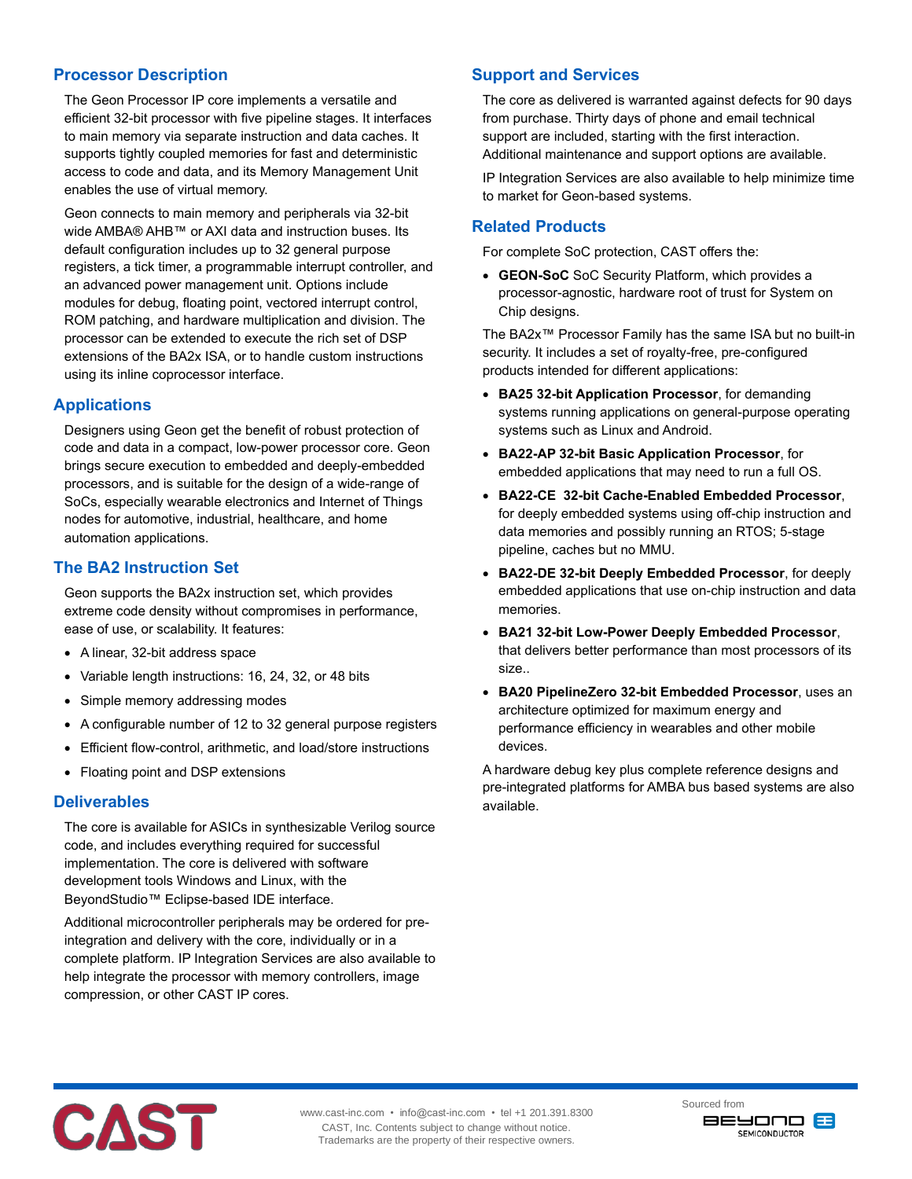## Processor Description

The Geon Processor IP core implements a versatile and efficient 32-bit processor with five pipeline stages. It interfaces to main memory via separate instruction and data caches. It supports tightly coupled memories for fast and deterministic access to code and data, and its Memory Management Unit enables the use of virtual memory.

Geon connects to main memory and peripherals via 32-bit wide AMBA® AHB™ or AXI data and instruction buses. Its default configuration includes up to 32 general purpose registers, a tick timer, a programmable interrupt controller, and an advanced power management unit. Options include modules for debug, floating point, vectored interrupt control, ROM patching, and hardware multiplication and division. The processor can be extended to execute the rich set of DSP extensions of the BA2x ISA, or to handle custom instructions using its inline coprocessor interface.

## Applications

Designers using Geon get the benefit of robust protection of code and data in a compact, low-power processor core. Geon brings secure execution to embedded and deeply-embedded processors, and is suitable for the design of a wide-range of SoCs, especially wearable electronics and Internet of Things nodes for automotive, industrial, healthcare, and home automation applications.

## The BA2 Instruction Set

Geon supports the BA2x instruction set, which provides extreme code density without compromises in performance, ease of use, or scalability. It features:

- A linear, 32-bit address space
- Variable length instructions: 16, 24, 32, or 48 bits
- Simple memory addressing modes
- A configurable number of 12 to 32 general purpose registers
- Efficient flow-control, arithmetic, and load/store instructions
- Floating point and DSP extensions

## Deliverables

The core is available for ASICs in synthesizable Verilog source code, and includes everything required for successful implementation. The core is delivered with software development tools Windows and Linux, with the BeyondStudio™ Eclipse-based IDE interface.

Additional microcontroller peripherals may be ordered for pre-integration and delivery with the core, individually or in a complete platform. IP Integration Services are also available to help integrate the processor with memory controllers, image compression, or other CAST IP cores.

## Support and Services

The core as delivered is warranted against defects for 90 days from purchase. Thirty days of phone and email technical support are included, starting with the first interaction. Additional maintenance and support options are available.

IP Integration Services are also available to help minimize time to market for Geon-based systems.

## Related Products

For complete SoC protection, CAST offers the:

- **GEON-SoC** SoC Security Platform, which provides a processor-agnostic, hardware root of trust for System on Chip designs.

The BA2x™ Processor Family has the same ISA but no built-in security. It includes a set of royalty-free, pre-configured products intended for different applications:

- **BA25 32-bit Application Processor**, for demanding systems running applications on general-purpose operating systems such as Linux and Android.
- **BA22-AP 32-bit Basic Application Processor**, for embedded applications that may need to run a full OS.
- **BA22-CE 32-bit Cache-Enabled Embedded Processor**, for deeply embedded systems using off-chip instruction and data memories and possibly running an RTOS; 5-stage pipeline, caches but no MMU.
- **BA22-DE 32-bit Deeply Embedded Processor**, for deeply embedded applications that use on-chip instruction and data memories.
- **BA21 32-bit Low-Power Deeply Embedded Processor**, that delivers better performance than most processors of its size..
- **BA20 PipelineZero 32-bit Embedded Processor**, uses an architecture optimized for maximum energy and performance efficiency in wearables and other mobile devices.

A hardware debug key plus complete reference designs and pre-integrated platforms for AMBA bus based systems are also available.

CAST

www.cast-inc.com • info@cast-inc.com • tel +1 201.391.8300
CAST, Inc. Contents subject to change without notice.
Trademarks are the property of their respective owners.

Sourced from BEYOND SEMICONDUCTOR